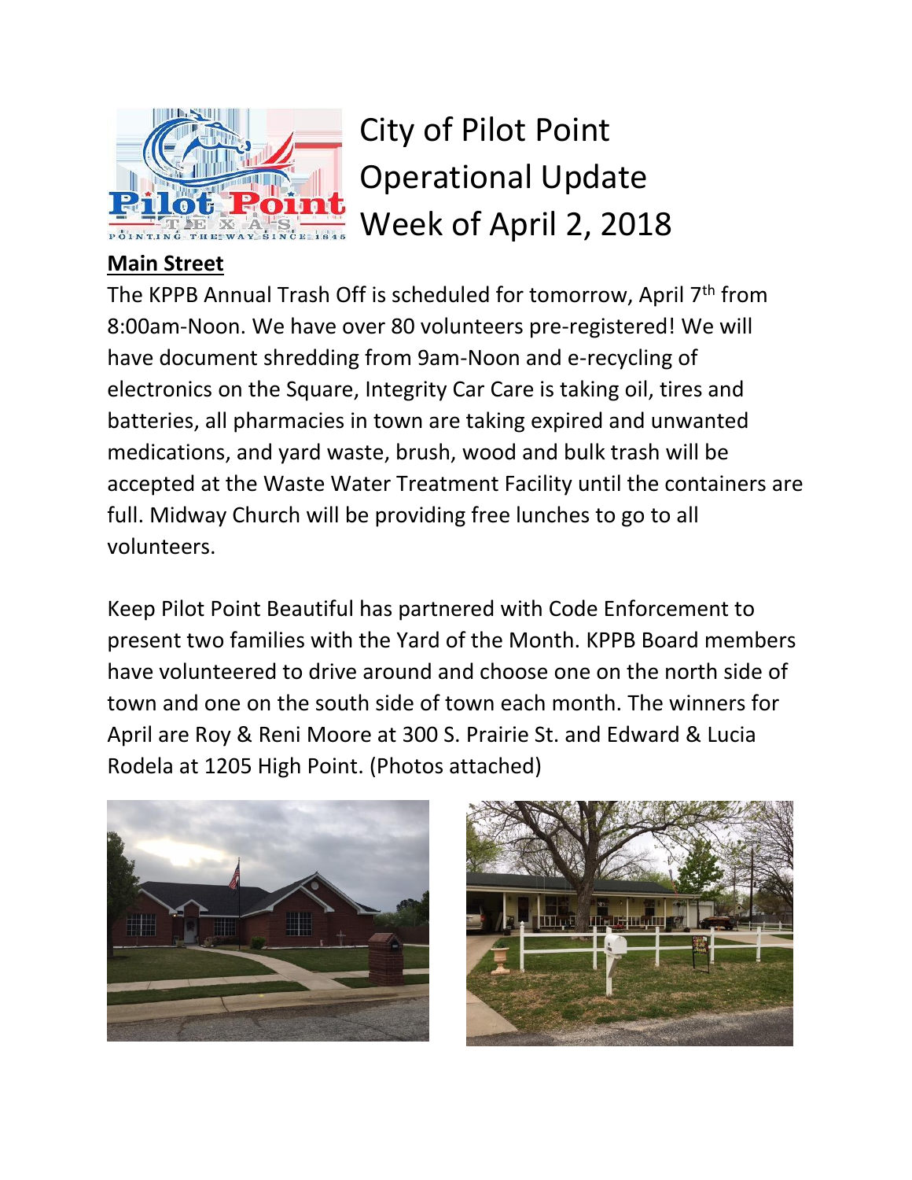# City of Pilot Point Operational Update Week of April 2, 2018

## Main Street

The KPPB Annual Trash Off is scheduled for tomorrow, April 7th from 8:00am-Noon. We have over 80 volunteers pre-registered! We will have document shredding from 9am-Noon and e-recycling of electronics on the Square, Integrity Car Care is taking oil, tires and batteries, all pharmacies in town are taking expired and unwanted medications, and yard waste, brush, wood and bulk trash will be accepted at the Waste Water Treatment Facility until the containers are full. Midway Church will be providing free lunches to go to all volunteers.

Keep Pilot Point Beautiful has partnered with Code Enforcement to present two families with the Yard of the Month. KPPB Board members have volunteered to drive around and choose one on the north side of town and one on the south side of town each month. The winners for April are Roy & Reni Moore at 300 S. Prairie St. and Edward & Lucia Rodela at 1205 High Point. (Photos attached)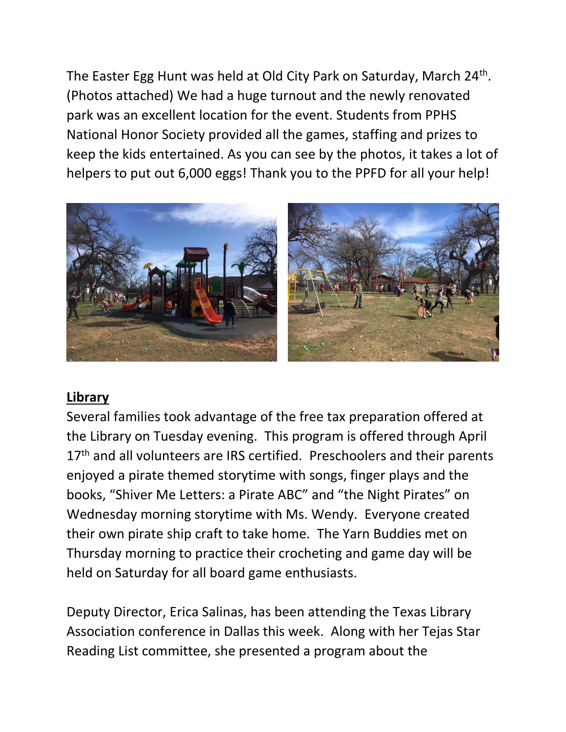The Easter Egg Hunt was held at Old City Park on Saturday, March 24th. (Photos attached) We had a huge turnout and the newly renovated park was an excellent location for the event. Students from PPHS National Honor Society provided all the games, staffing and prizes to keep the kids entertained. As you can see by the photos, it takes a lot of helpers to put out 6,000 eggs! Thank you to the PPFD for all your help!

**Library**

Several families took advantage of the free tax preparation offered at the Library on Tuesday evening. This program is offered through April 17th and all volunteers are IRS certified. Preschoolers and their parents enjoyed a pirate themed storytime with songs, finger plays and the books, "Shiver Me Letters: a Pirate ABC" and "the Night Pirates" on Wednesday morning storytime with Ms. Wendy. Everyone created their own pirate ship craft to take home. The Yarn Buddies met on Thursday morning to practice their crocheting and game day will be held on Saturday for all board game enthusiasts.

Deputy Director, Erica Salinas, has been attending the Texas Library Association conference in Dallas this week. Along with her Tejas Star Reading List committee, she presented a program about the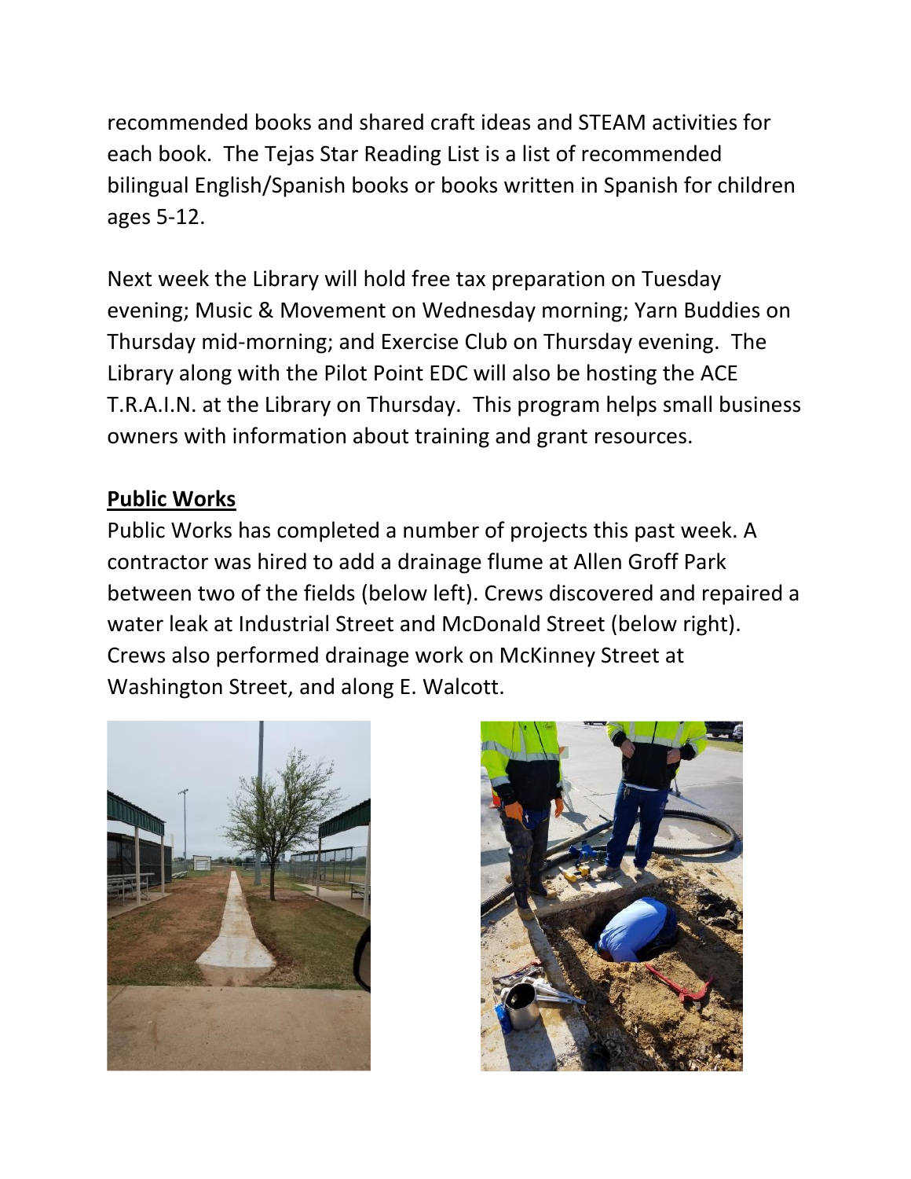recommended books and shared craft ideas and STEAM activities for each book. The Tejas Star Reading List is a list of recommended bilingual English/Spanish books or books written in Spanish for children ages 5-12.

Next week the Library will hold free tax preparation on Tuesday evening; Music & Movement on Wednesday morning; Yarn Buddies on Thursday mid-morning; and Exercise Club on Thursday evening. The Library along with the Pilot Point EDC will also be hosting the ACE T.R.A.I.N. at the Library on Thursday. This program helps small business owners with information about training and grant resources.

## Public Works

Public Works has completed a number of projects this past week. A contractor was hired to add a drainage flume at Allen Groff Park between two of the fields (below left). Crews discovered and repaired a water leak at Industrial Street and McDonald Street (below right). Crews also performed drainage work on McKinney Street at Washington Street, and along E. Walcott.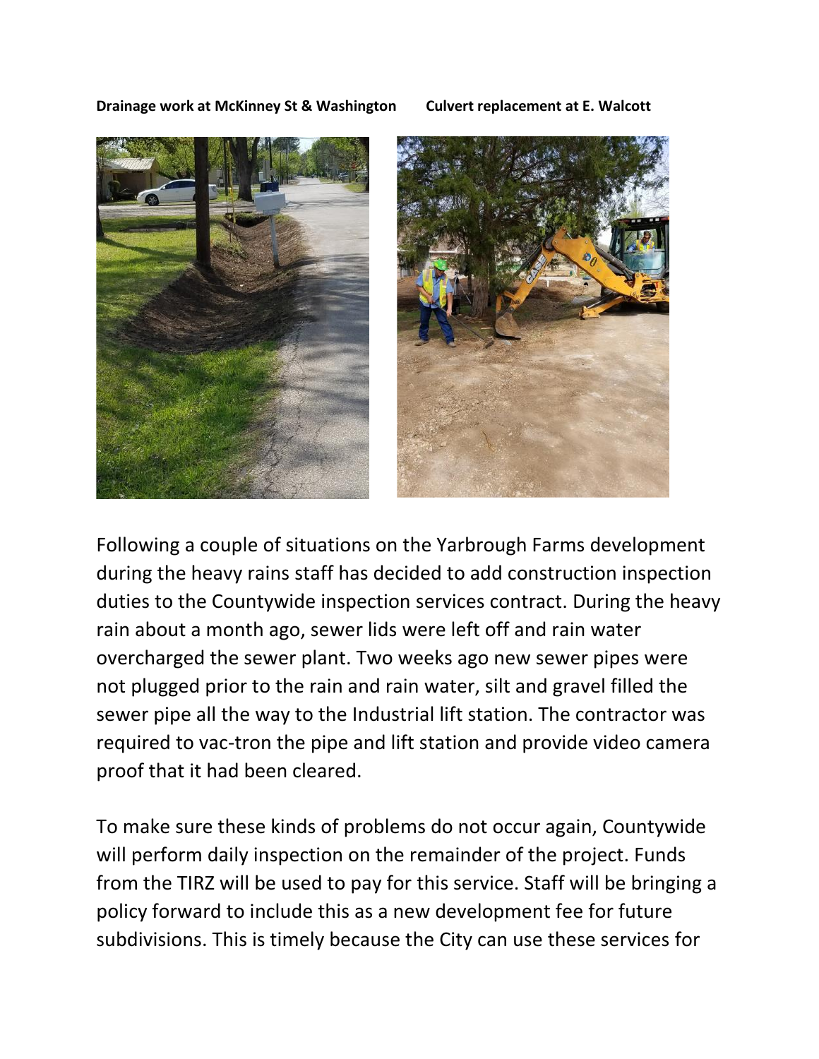**Drainage work at McKinney St & Washington** **Culvert replacement at E. Walcott**

Following a couple of situations on the Yarbrough Farms development during the heavy rains staff has decided to add construction inspection duties to the Countywide inspection services contract. During the heavy rain about a month ago, sewer lids were left off and rain water overcharged the sewer plant. Two weeks ago new sewer pipes were not plugged prior to the rain and rain water, silt and gravel filled the sewer pipe all the way to the Industrial lift station. The contractor was required to vac-tron the pipe and lift station and provide video camera proof that it had been cleared.

To make sure these kinds of problems do not occur again, Countywide will perform daily inspection on the remainder of the project. Funds from the TIRZ will be used to pay for this service. Staff will be bringing a policy forward to include this as a new development fee for future subdivisions. This is timely because the City can use these services for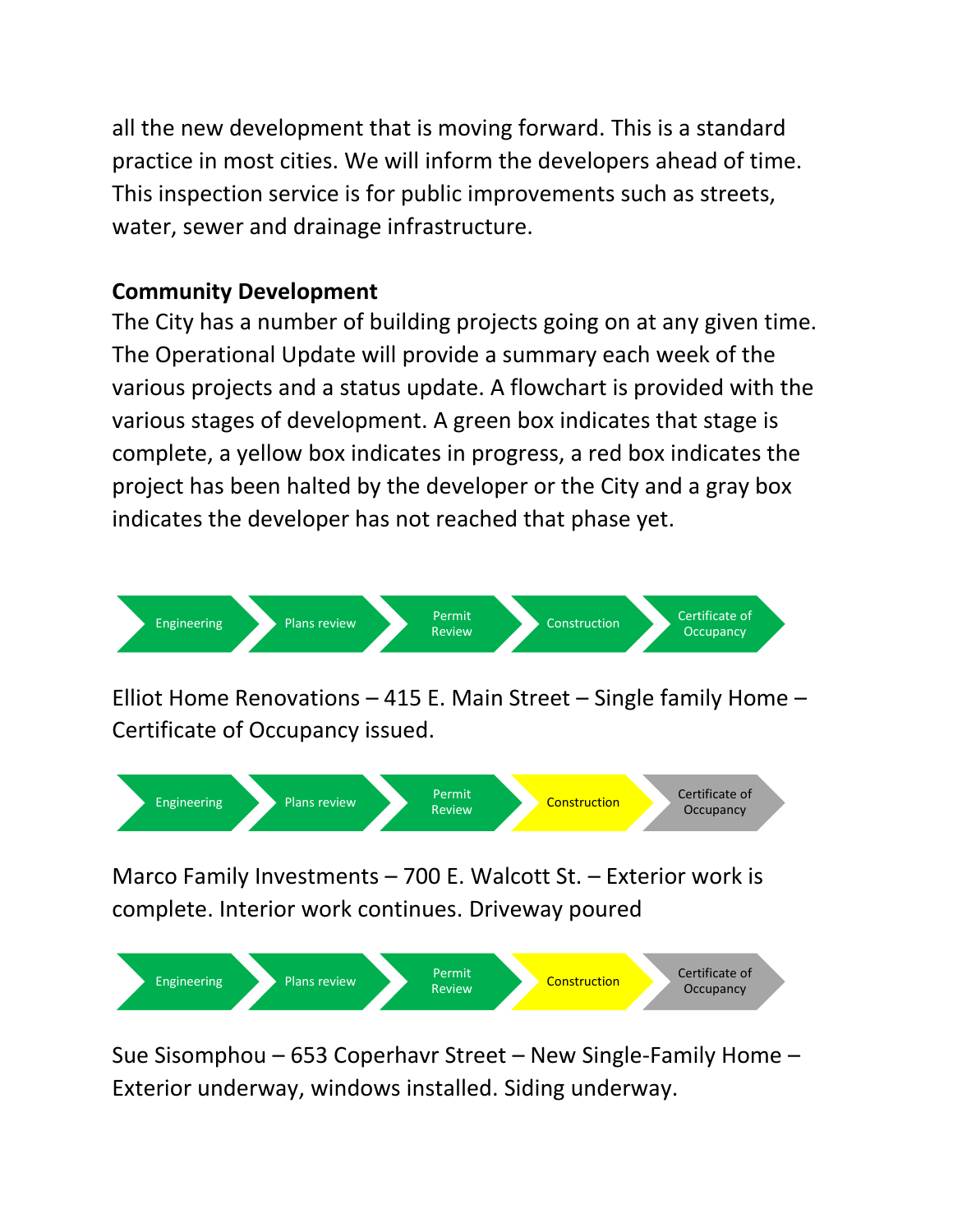all the new development that is moving forward. This is a standard practice in most cities. We will inform the developers ahead of time. This inspection service is for public improvements such as streets, water, sewer and drainage infrastructure.

**Community Development**

The City has a number of building projects going on at any given time. The Operational Update will provide a summary each week of the various projects and a status update. A flowchart is provided with the various stages of development. A green box indicates that stage is complete, a yellow box indicates in progress, a red box indicates the project has been halted by the developer or the City and a gray box indicates the developer has not reached that phase yet.

Engineering → Plans review → Permit Review → Construction → Certificate of Occupancy

Elliot Home Renovations – 415 E. Main Street – Single family Home – Certificate of Occupancy issued.

Engineering → Plans review → Permit Review → Construction → Certificate of Occupancy

Marco Family Investments – 700 E. Walcott St. – Exterior work is complete. Interior work continues. Driveway poured

Engineering → Plans review → Permit Review → Construction → Certificate of Occupancy

Sue Sisomphou – 653 Coperhavr Street – New Single-Family Home – Exterior underway, windows installed. Siding underway.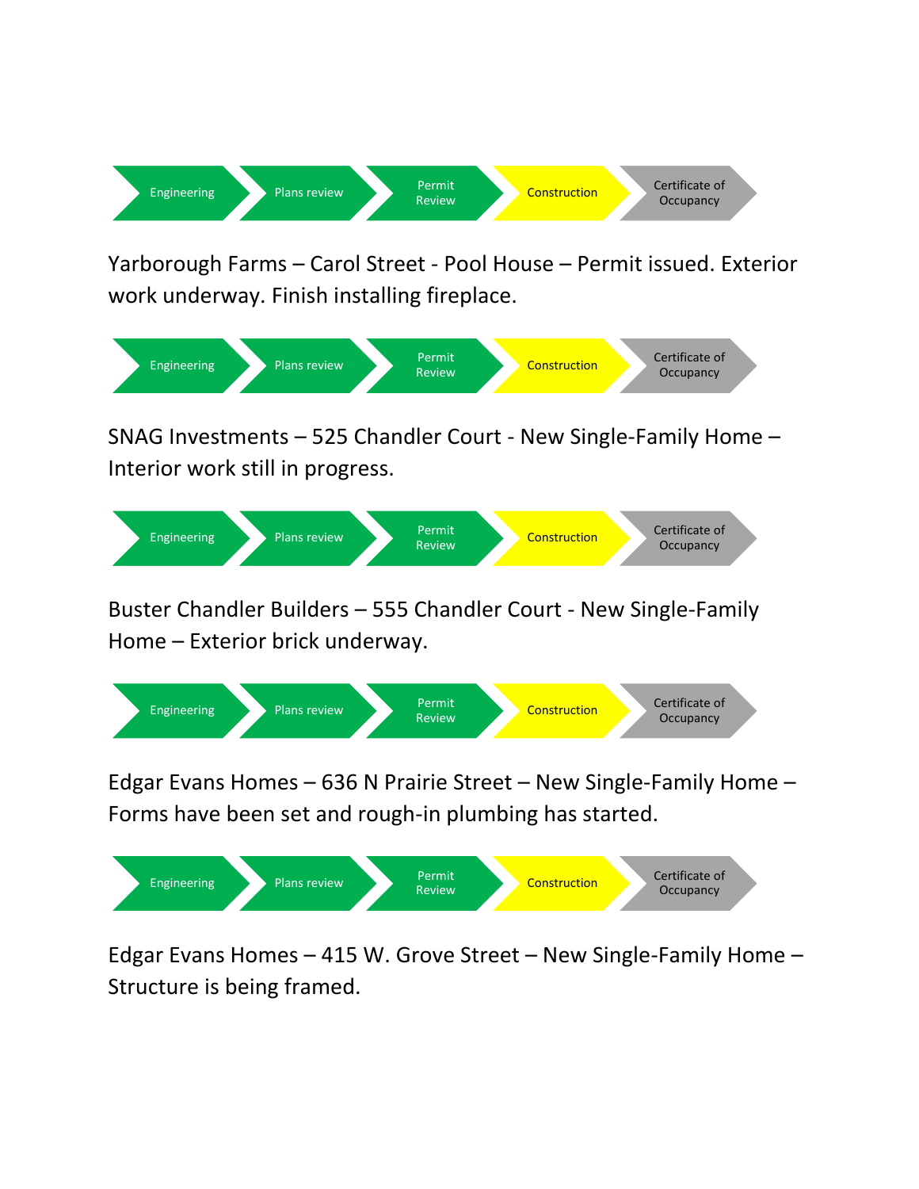Engineering → Plans review → Permit Review → Construction → Certificate of Occupancy

Yarborough Farms – Carol Street - Pool House – Permit issued. Exterior work underway. Finish installing fireplace.

Engineering → Plans review → Permit Review → Construction → Certificate of Occupancy

SNAG Investments – 525 Chandler Court - New Single-Family Home – Interior work still in progress.

Engineering → Plans review → Permit Review → Construction → Certificate of Occupancy

Buster Chandler Builders – 555 Chandler Court - New Single-Family Home – Exterior brick underway.

Engineering → Plans review → Permit Review → Construction → Certificate of Occupancy

Edgar Evans Homes – 636 N Prairie Street – New Single-Family Home – Forms have been set and rough-in plumbing has started.

Engineering → Plans review → Permit Review → Construction → Certificate of Occupancy

Edgar Evans Homes – 415 W. Grove Street – New Single-Family Home – Structure is being framed.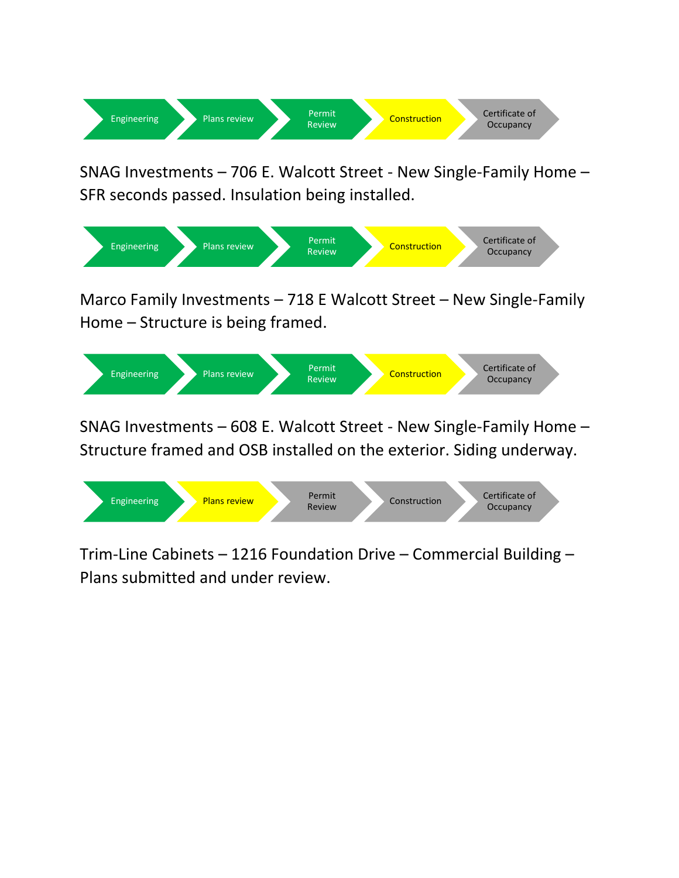Engineering
Plans review
Permit Review
Construction
Certificate of Occupancy

SNAG Investments – 706 E. Walcott Street - New Single-Family Home – SFR seconds passed. Insulation being installed.

Engineering
Plans review
Permit Review
Construction
Certificate of Occupancy

Marco Family Investments – 718 E Walcott Street – New Single-Family Home – Structure is being framed.

Engineering
Plans review
Permit Review
Construction
Certificate of Occupancy

SNAG Investments – 608 E. Walcott Street - New Single-Family Home – Structure framed and OSB installed on the exterior. Siding underway.

Engineering
Plans review
Permit Review
Construction
Certificate of Occupancy

Trim-Line Cabinets – 1216 Foundation Drive – Commercial Building – Plans submitted and under review.